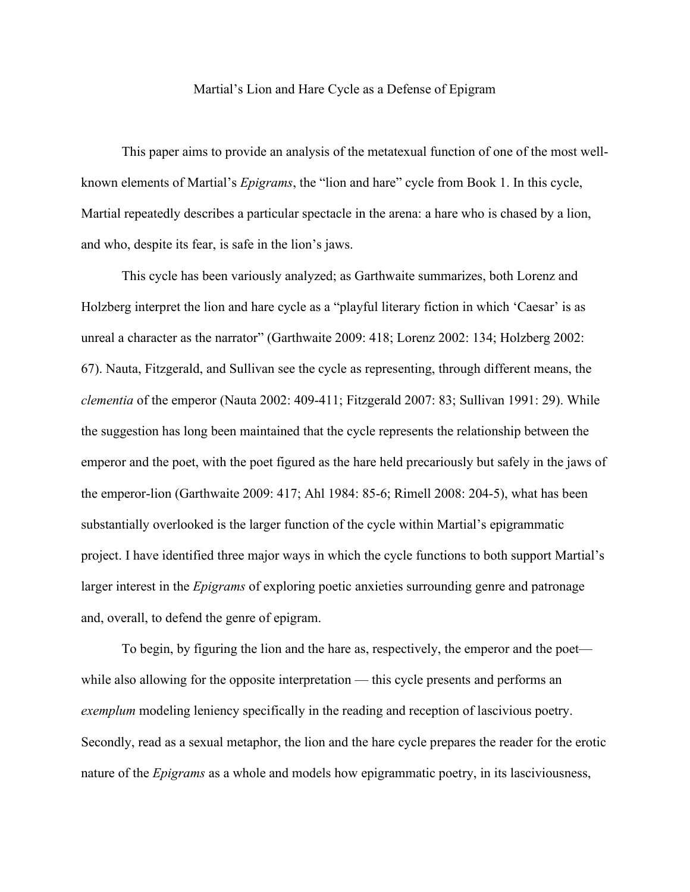# Martial's Lion and Hare Cycle as a Defense of Epigram

This paper aims to provide an analysis of the metatexual function of one of the most well-known elements of Martial's *Epigrams*, the "lion and hare" cycle from Book 1. In this cycle, Martial repeatedly describes a particular spectacle in the arena: a hare who is chased by a lion, and who, despite its fear, is safe in the lion's jaws.

This cycle has been variously analyzed; as Garthwaite summarizes, both Lorenz and Holzberg interpret the lion and hare cycle as a "playful literary fiction in which 'Caesar' is as unreal a character as the narrator" (Garthwaite 2009: 418; Lorenz 2002: 134; Holzberg 2002: 67). Nauta, Fitzgerald, and Sullivan see the cycle as representing, through different means, the *clementia* of the emperor (Nauta 2002: 409-411; Fitzgerald 2007: 83; Sullivan 1991: 29). While the suggestion has long been maintained that the cycle represents the relationship between the emperor and the poet, with the poet figured as the hare held precariously but safely in the jaws of the emperor-lion (Garthwaite 2009: 417; Ahl 1984: 85-6; Rimell 2008: 204-5), what has been substantially overlooked is the larger function of the cycle within Martial's epigrammatic project. I have identified three major ways in which the cycle functions to both support Martial's larger interest in the *Epigrams* of exploring poetic anxieties surrounding genre and patronage and, overall, to defend the genre of epigram.

To begin, by figuring the lion and the hare as, respectively, the emperor and the poet— while also allowing for the opposite interpretation — this cycle presents and performs an *exemplum* modeling leniency specifically in the reading and reception of lascivious poetry. Secondly, read as a sexual metaphor, the lion and the hare cycle prepares the reader for the erotic nature of the *Epigrams* as a whole and models how epigrammatic poetry, in its lasciviousness,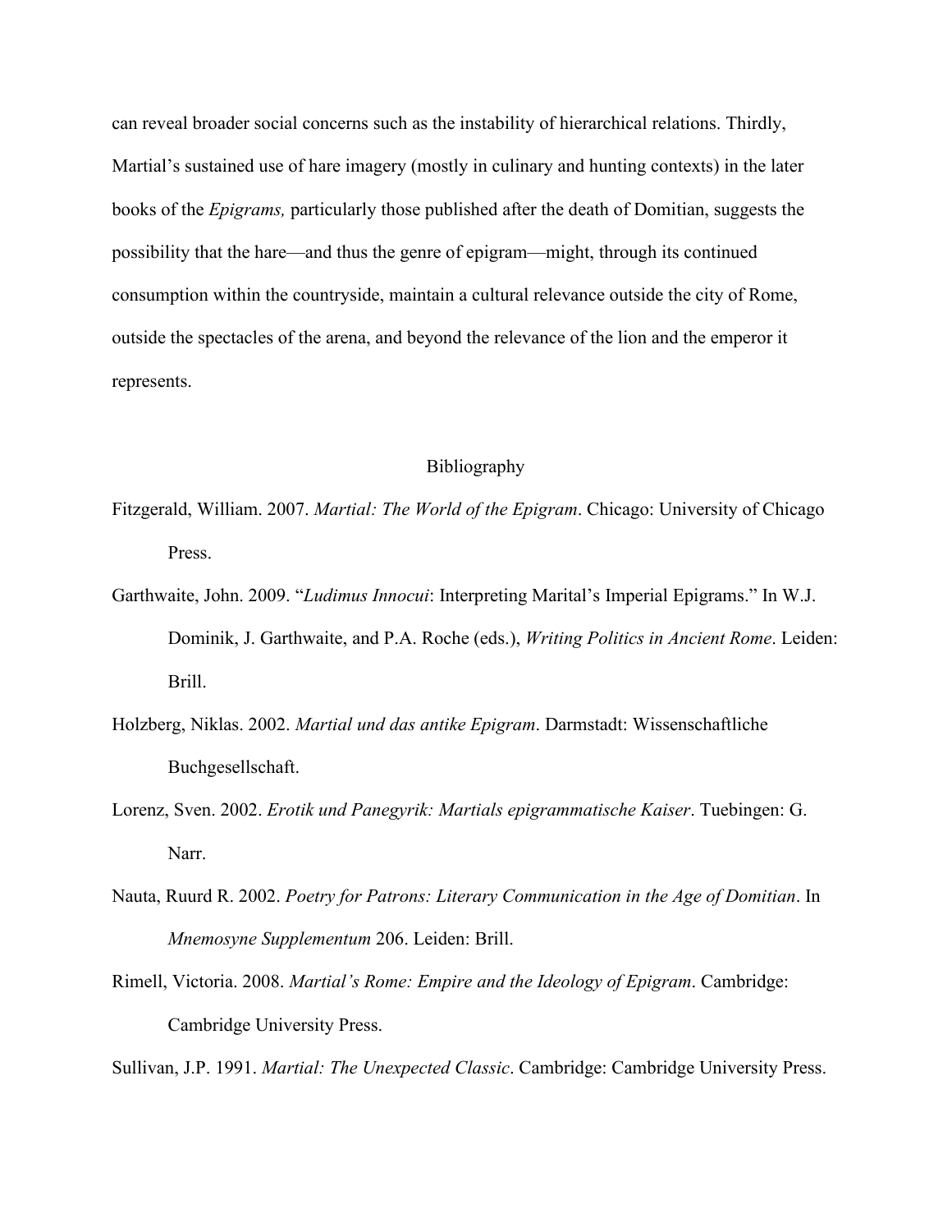can reveal broader social concerns such as the instability of hierarchical relations. Thirdly, Martial's sustained use of hare imagery (mostly in culinary and hunting contexts) in the later books of the *Epigrams,* particularly those published after the death of Domitian, suggests the possibility that the hare—and thus the genre of epigram—might, through its continued consumption within the countryside, maintain a cultural relevance outside the city of Rome, outside the spectacles of the arena, and beyond the relevance of the lion and the emperor it represents.

## Bibliography

Fitzgerald, William. 2007. *Martial: The World of the Epigram*. Chicago: University of Chicago Press.

Garthwaite, John. 2009. "*Ludimus Innocui*: Interpreting Marital's Imperial Epigrams." In W.J. Dominik, J. Garthwaite, and P.A. Roche (eds.), *Writing Politics in Ancient Rome*. Leiden: Brill.

Holzberg, Niklas. 2002. *Martial und das antike Epigram*. Darmstadt: Wissenschaftliche Buchgesellschaft.

Lorenz, Sven. 2002. *Erotik und Panegyrik: Martials epigrammatische Kaiser*. Tuebingen: G. Narr.

Nauta, Ruurd R. 2002. *Poetry for Patrons: Literary Communication in the Age of Domitian*. In *Mnemosyne Supplementum* 206. Leiden: Brill.

Rimell, Victoria. 2008. *Martial's Rome: Empire and the Ideology of Epigram*. Cambridge: Cambridge University Press.

Sullivan, J.P. 1991. *Martial: The Unexpected Classic*. Cambridge: Cambridge University Press.